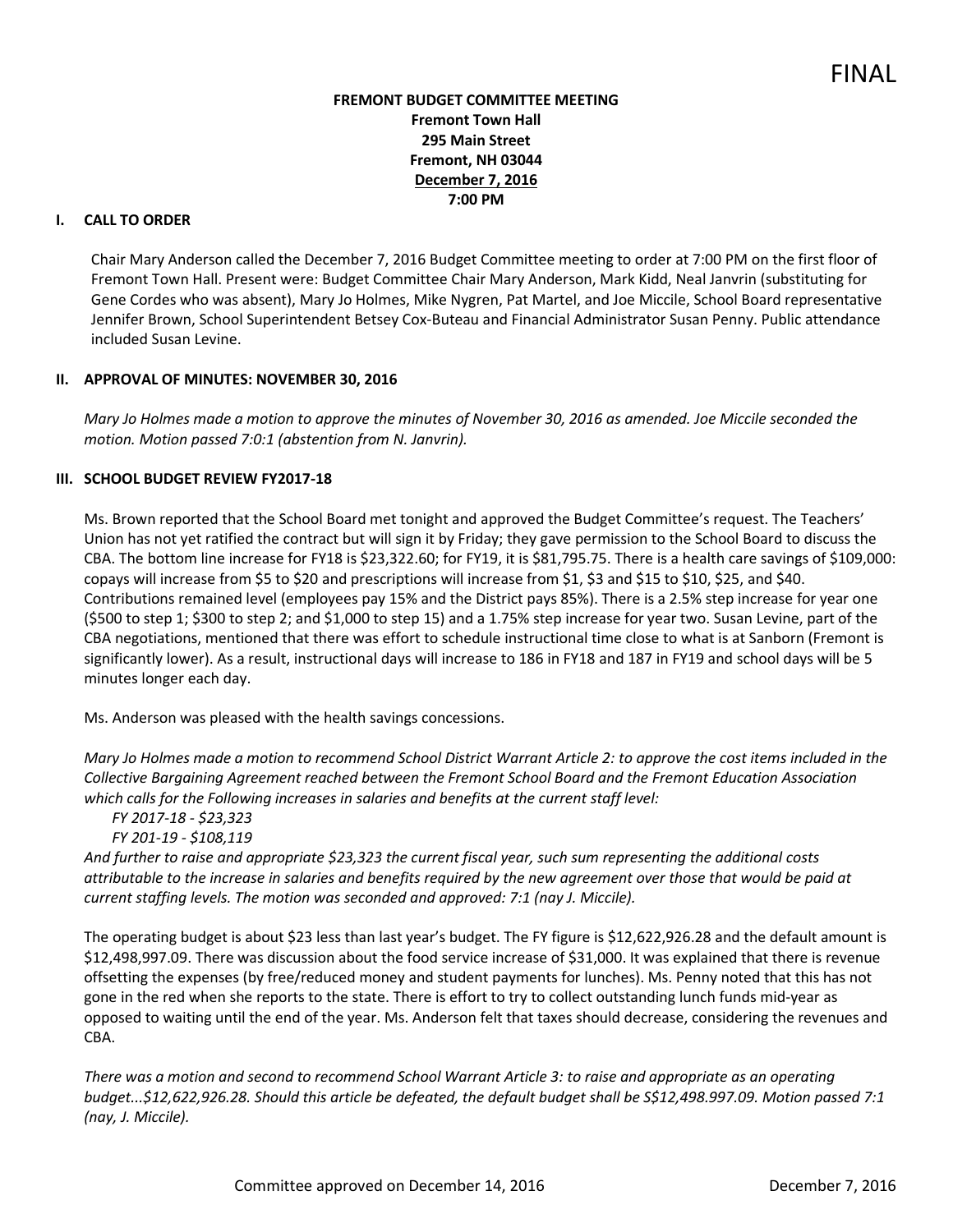FINAL

**FREMONT BUDGET COMMITTEE MEETING**
**Fremont Town Hall**
**295 Main Street**
**Fremont, NH 03044**
**December 7, 2016**
**7:00 PM**

## I. CALL TO ORDER

Chair Mary Anderson called the December 7, 2016 Budget Committee meeting to order at 7:00 PM on the first floor of Fremont Town Hall. Present were: Budget Committee Chair Mary Anderson, Mark Kidd, Neal Janvrin (substituting for Gene Cordes who was absent), Mary Jo Holmes, Mike Nygren, Pat Martel, and Joe Miccile, School Board representative Jennifer Brown, School Superintendent Betsey Cox-Buteau and Financial Administrator Susan Penny. Public attendance included Susan Levine.

## II. APPROVAL OF MINUTES: NOVEMBER 30, 2016

*Mary Jo Holmes made a motion to approve the minutes of November 30, 2016 as amended. Joe Miccile seconded the motion. Motion passed 7:0:1 (abstention from N. Janvrin).*

## III. SCHOOL BUDGET REVIEW FY2017-18

Ms. Brown reported that the School Board met tonight and approved the Budget Committee's request. The Teachers' Union has not yet ratified the contract but will sign it by Friday; they gave permission to the School Board to discuss the CBA. The bottom line increase for FY18 is $23,322.60; for FY19, it is $81,795.75. There is a health care savings of $109,000: copays will increase from $5 to $20 and prescriptions will increase from $1, $3 and $15 to $10, $25, and $40. Contributions remained level (employees pay 15% and the District pays 85%). There is a 2.5% step increase for year one ($500 to step 1; $300 to step 2; and $1,000 to step 15) and a 1.75% step increase for year two. Susan Levine, part of the CBA negotiations, mentioned that there was effort to schedule instructional time close to what is at Sanborn (Fremont is significantly lower). As a result, instructional days will increase to 186 in FY18 and 187 in FY19 and school days will be 5 minutes longer each day.

Ms. Anderson was pleased with the health savings concessions.

*Mary Jo Holmes made a motion to recommend School District Warrant Article 2: to approve the cost items included in the Collective Bargaining Agreement reached between the Fremont School Board and the Fremont Education Association which calls for the Following increases in salaries and benefits at the current staff level:*

*FY 2017-18 - $23,323*
*FY 201-19 - $108,119*

*And further to raise and appropriate $23,323 the current fiscal year, such sum representing the additional costs attributable to the increase in salaries and benefits required by the new agreement over those that would be paid at current staffing levels. The motion was seconded and approved: 7:1 (nay J. Miccile).*

The operating budget is about $23 less than last year's budget. The FY figure is $12,622,926.28 and the default amount is $12,498,997.09. There was discussion about the food service increase of $31,000. It was explained that there is revenue offsetting the expenses (by free/reduced money and student payments for lunches). Ms. Penny noted that this has not gone in the red when she reports to the state. There is effort to try to collect outstanding lunch funds mid-year as opposed to waiting until the end of the year. Ms. Anderson felt that taxes should decrease, considering the revenues and CBA.

*There was a motion and second to recommend School Warrant Article 3: to raise and appropriate as an operating budget...$12,622,926.28. Should this article be defeated, the default budget shall be S$12,498.997.09. Motion passed 7:1 (nay, J. Miccile).*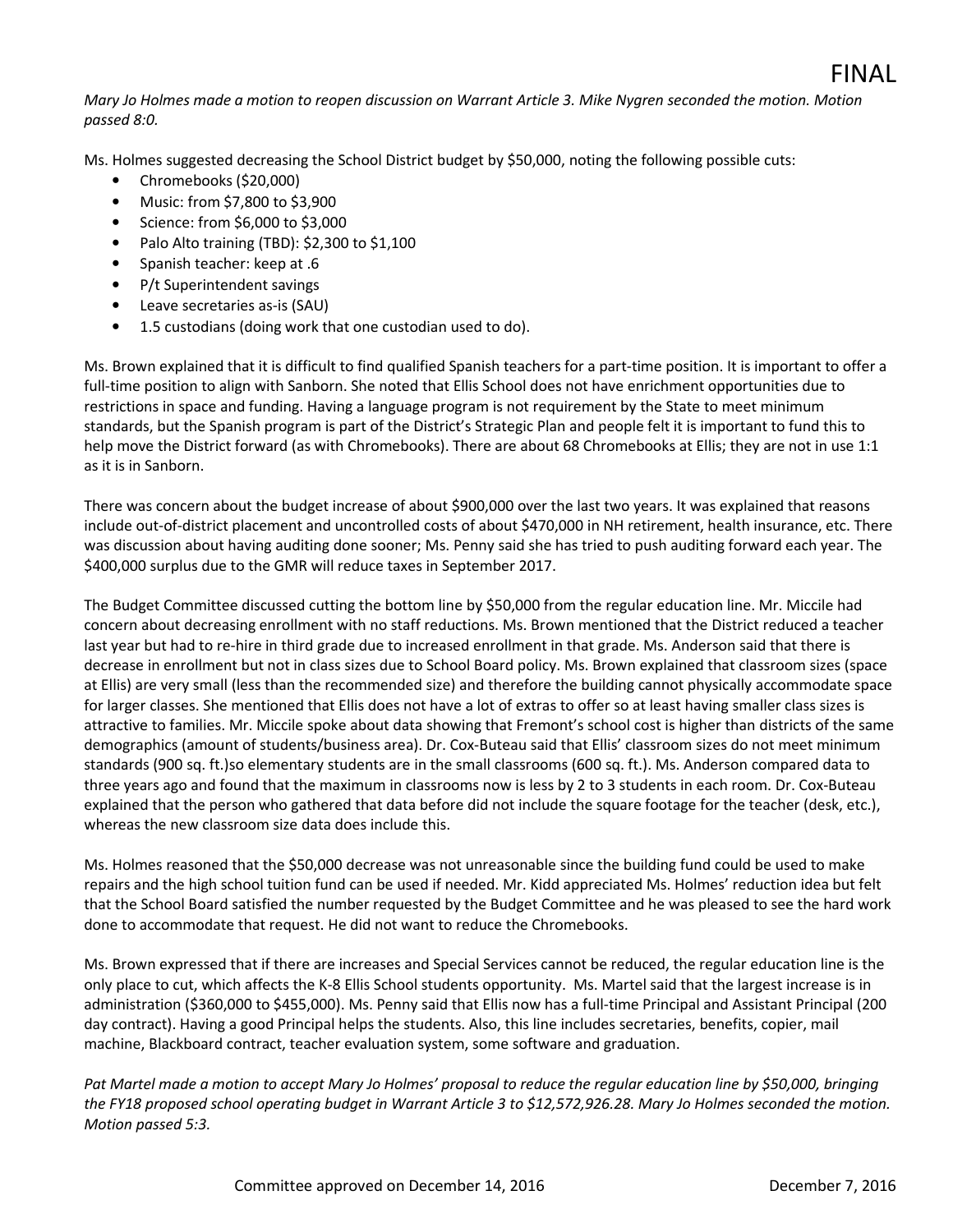*Mary Jo Holmes made a motion to reopen discussion on Warrant Article 3. Mike Nygren seconded the motion. Motion passed 8:0.*

Ms. Holmes suggested decreasing the School District budget by $50,000, noting the following possible cuts:

- Chromebooks ($20,000)
- Music: from $7,800 to $3,900
- Science: from $6,000 to $3,000
- Palo Alto training (TBD): $2,300 to $1,100
- Spanish teacher: keep at .6
- P/t Superintendent savings
- Leave secretaries as-is (SAU)
- 1.5 custodians (doing work that one custodian used to do).

Ms. Brown explained that it is difficult to find qualified Spanish teachers for a part-time position. It is important to offer a full-time position to align with Sanborn. She noted that Ellis School does not have enrichment opportunities due to restrictions in space and funding. Having a language program is not requirement by the State to meet minimum standards, but the Spanish program is part of the District's Strategic Plan and people felt it is important to fund this to help move the District forward (as with Chromebooks). There are about 68 Chromebooks at Ellis; they are not in use 1:1 as it is in Sanborn.

There was concern about the budget increase of about $900,000 over the last two years. It was explained that reasons include out-of-district placement and uncontrolled costs of about $470,000 in NH retirement, health insurance, etc. There was discussion about having auditing done sooner; Ms. Penny said she has tried to push auditing forward each year. The $400,000 surplus due to the GMR will reduce taxes in September 2017.

The Budget Committee discussed cutting the bottom line by $50,000 from the regular education line. Mr. Miccile had concern about decreasing enrollment with no staff reductions. Ms. Brown mentioned that the District reduced a teacher last year but had to re-hire in third grade due to increased enrollment in that grade. Ms. Anderson said that there is decrease in enrollment but not in class sizes due to School Board policy. Ms. Brown explained that classroom sizes (space at Ellis) are very small (less than the recommended size) and therefore the building cannot physically accommodate space for larger classes. She mentioned that Ellis does not have a lot of extras to offer so at least having smaller class sizes is attractive to families. Mr. Miccile spoke about data showing that Fremont's school cost is higher than districts of the same demographics (amount of students/business area). Dr. Cox-Buteau said that Ellis' classroom sizes do not meet minimum standards (900 sq. ft.)so elementary students are in the small classrooms (600 sq. ft.). Ms. Anderson compared data to three years ago and found that the maximum in classrooms now is less by 2 to 3 students in each room. Dr. Cox-Buteau explained that the person who gathered that data before did not include the square footage for the teacher (desk, etc.), whereas the new classroom size data does include this.

Ms. Holmes reasoned that the $50,000 decrease was not unreasonable since the building fund could be used to make repairs and the high school tuition fund can be used if needed. Mr. Kidd appreciated Ms. Holmes' reduction idea but felt that the School Board satisfied the number requested by the Budget Committee and he was pleased to see the hard work done to accommodate that request. He did not want to reduce the Chromebooks.

Ms. Brown expressed that if there are increases and Special Services cannot be reduced, the regular education line is the only place to cut, which affects the K-8 Ellis School students opportunity. Ms. Martel said that the largest increase is in administration ($360,000 to $455,000). Ms. Penny said that Ellis now has a full-time Principal and Assistant Principal (200 day contract). Having a good Principal helps the students. Also, this line includes secretaries, benefits, copier, mail machine, Blackboard contract, teacher evaluation system, some software and graduation.

*Pat Martel made a motion to accept Mary Jo Holmes' proposal to reduce the regular education line by $50,000, bringing the FY18 proposed school operating budget in Warrant Article 3 to $12,572,926.28. Mary Jo Holmes seconded the motion. Motion passed 5:3.*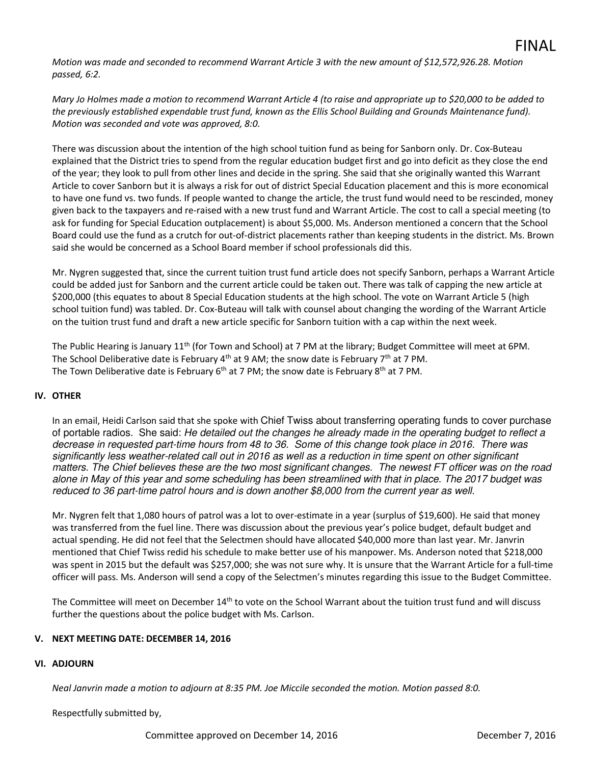FINAL

*Motion was made and seconded to recommend Warrant Article 3 with the new amount of $12,572,926.28. Motion passed, 6:2.*

*Mary Jo Holmes made a motion to recommend Warrant Article 4 (to raise and appropriate up to $20,000 to be added to the previously established expendable trust fund, known as the Ellis School Building and Grounds Maintenance fund). Motion was seconded and vote was approved, 8:0.*

There was discussion about the intention of the high school tuition fund as being for Sanborn only. Dr. Cox-Buteau explained that the District tries to spend from the regular education budget first and go into deficit as they close the end of the year; they look to pull from other lines and decide in the spring. She said that she originally wanted this Warrant Article to cover Sanborn but it is always a risk for out of district Special Education placement and this is more economical to have one fund vs. two funds. If people wanted to change the article, the trust fund would need to be rescinded, money given back to the taxpayers and re-raised with a new trust fund and Warrant Article. The cost to call a special meeting (to ask for funding for Special Education outplacement) is about $5,000. Ms. Anderson mentioned a concern that the School Board could use the fund as a crutch for out-of-district placements rather than keeping students in the district. Ms. Brown said she would be concerned as a School Board member if school professionals did this.

Mr. Nygren suggested that, since the current tuition trust fund article does not specify Sanborn, perhaps a Warrant Article could be added just for Sanborn and the current article could be taken out. There was talk of capping the new article at $200,000 (this equates to about 8 Special Education students at the high school. The vote on Warrant Article 5 (high school tuition fund) was tabled. Dr. Cox-Buteau will talk with counsel about changing the wording of the Warrant Article on the tuition trust fund and draft a new article specific for Sanborn tuition with a cap within the next week.

The Public Hearing is January 11th (for Town and School) at 7 PM at the library; Budget Committee will meet at 6PM.
The School Deliberative date is February 4th at 9 AM; the snow date is February 7th at 7 PM.
The Town Deliberative date is February 6th at 7 PM; the snow date is February 8th at 7 PM.

## IV. OTHER

In an email, Heidi Carlson said that she spoke with Chief Twiss about transferring operating funds to cover purchase of portable radios. She said: *He detailed out the changes he already made in the operating budget to reflect a decrease in requested part-time hours from 48 to 36. Some of this change took place in 2016. There was significantly less weather-related call out in 2016 as well as a reduction in time spent on other significant matters. The Chief believes these are the two most significant changes. The newest FT officer was on the road alone in May of this year and some scheduling has been streamlined with that in place. The 2017 budget was reduced to 36 part-time patrol hours and is down another $8,000 from the current year as well.*

Mr. Nygren felt that 1,080 hours of patrol was a lot to over-estimate in a year (surplus of $19,600). He said that money was transferred from the fuel line. There was discussion about the previous year's police budget, default budget and actual spending. He did not feel that the Selectmen should have allocated $40,000 more than last year. Mr. Janvrin mentioned that Chief Twiss redid his schedule to make better use of his manpower. Ms. Anderson noted that $218,000 was spent in 2015 but the default was $257,000; she was not sure why. It is unsure that the Warrant Article for a full-time officer will pass. Ms. Anderson will send a copy of the Selectmen's minutes regarding this issue to the Budget Committee.

The Committee will meet on December 14th to vote on the School Warrant about the tuition trust fund and will discuss further the questions about the police budget with Ms. Carlson.

## V. NEXT MEETING DATE: DECEMBER 14, 2016

## VI. ADJOURN

*Neal Janvrin made a motion to adjourn at 8:35 PM. Joe Miccile seconded the motion. Motion passed 8:0.*

Respectfully submitted by,

Committee approved on December 14, 2016 December 7, 2016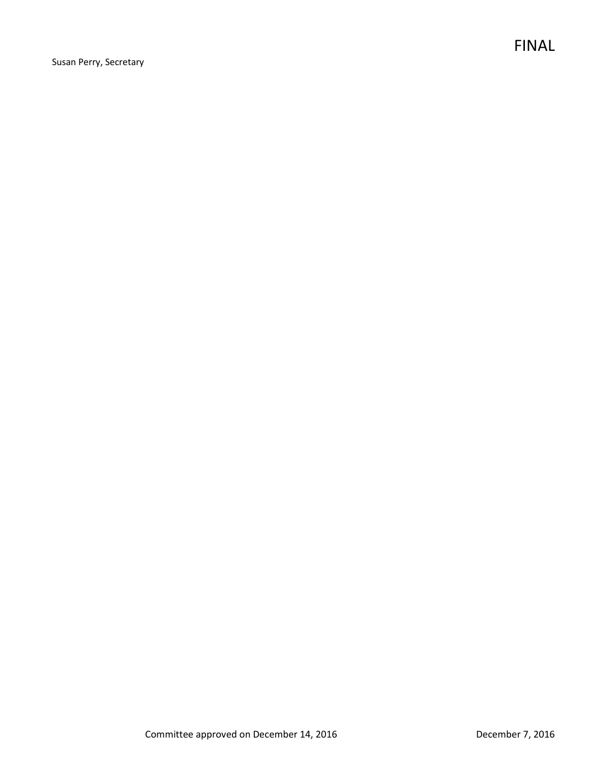Susan Perry, Secretary